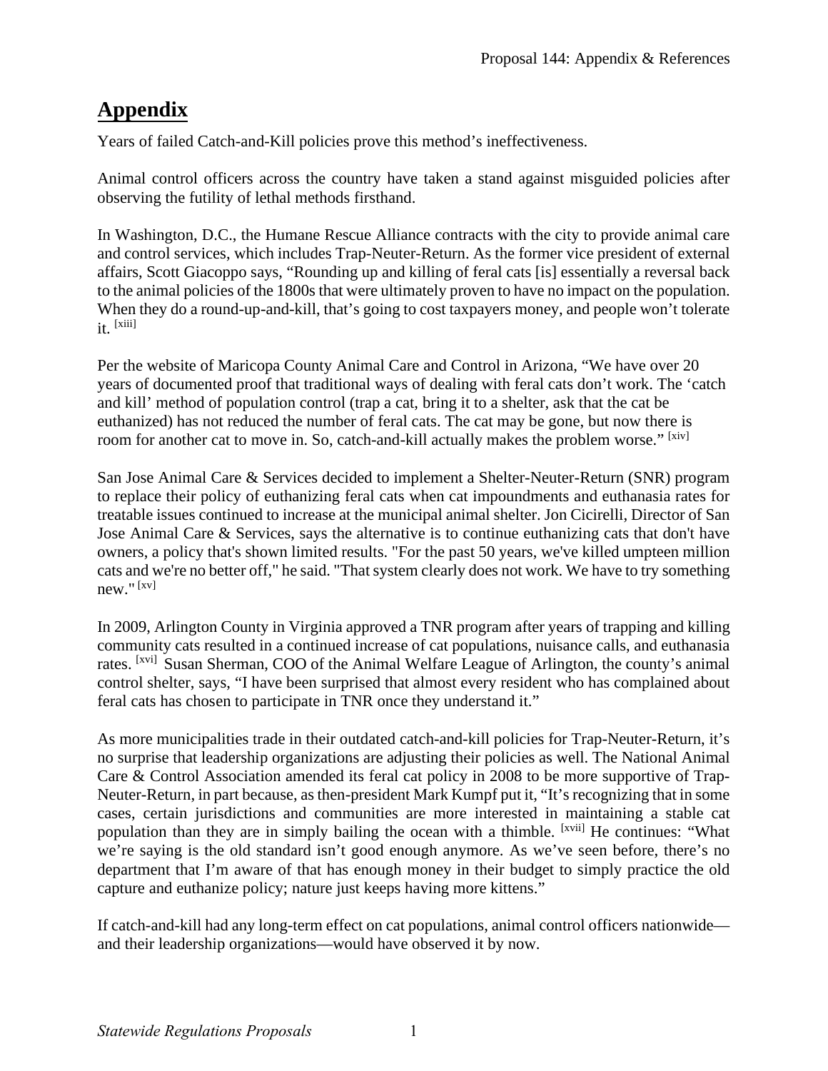# Appendix

Years of failed Catch-and-Kill policies prove this method's ineffectiveness.

Animal control officers across the country have taken a stand against misguided policies after observing the futility of lethal methods firsthand.

In Washington, D.C., the Humane Rescue Alliance contracts with the city to provide animal care and control services, which includes Trap-Neuter-Return. As the former vice president of external affairs, Scott Giacoppo says, "Rounding up and killing of feral cats [is] essentially a reversal back to the animal policies of the 1800s that were ultimately proven to have no impact on the population. When they do a round-up-and-kill, that's going to cost taxpayers money, and people won't tolerate it. [xiii]

Per the website of Maricopa County Animal Care and Control in Arizona, "We have over 20 years of documented proof that traditional ways of dealing with feral cats don't work. The 'catch and kill' method of population control (trap a cat, bring it to a shelter, ask that the cat be euthanized) has not reduced the number of feral cats. The cat may be gone, but now there is room for another cat to move in. So, catch-and-kill actually makes the problem worse." [xiv]

San Jose Animal Care & Services decided to implement a Shelter-Neuter-Return (SNR) program to replace their policy of euthanizing feral cats when cat impoundments and euthanasia rates for treatable issues continued to increase at the municipal animal shelter. Jon Cicirelli, Director of San Jose Animal Care & Services, says the alternative is to continue euthanizing cats that don't have owners, a policy that's shown limited results. "For the past 50 years, we've killed umpteen million cats and we're no better off," he said. "That system clearly does not work. We have to try something new." [xv]

In 2009, Arlington County in Virginia approved a TNR program after years of trapping and killing community cats resulted in a continued increase of cat populations, nuisance calls, and euthanasia rates. [xvi] Susan Sherman, COO of the Animal Welfare League of Arlington, the county's animal control shelter, says, "I have been surprised that almost every resident who has complained about feral cats has chosen to participate in TNR once they understand it."

As more municipalities trade in their outdated catch-and-kill policies for Trap-Neuter-Return, it's no surprise that leadership organizations are adjusting their policies as well. The National Animal Care & Control Association amended its feral cat policy in 2008 to be more supportive of Trap-Neuter-Return, in part because, as then-president Mark Kumpf put it, "It's recognizing that in some cases, certain jurisdictions and communities are more interested in maintaining a stable cat population than they are in simply bailing the ocean with a thimble. [xvii] He continues: "What we're saying is the old standard isn't good enough anymore. As we've seen before, there's no department that I'm aware of that has enough money in their budget to simply practice the old capture and euthanize policy; nature just keeps having more kittens."

If catch-and-kill had any long-term effect on cat populations, animal control officers nationwide—and their leadership organizations—would have observed it by now.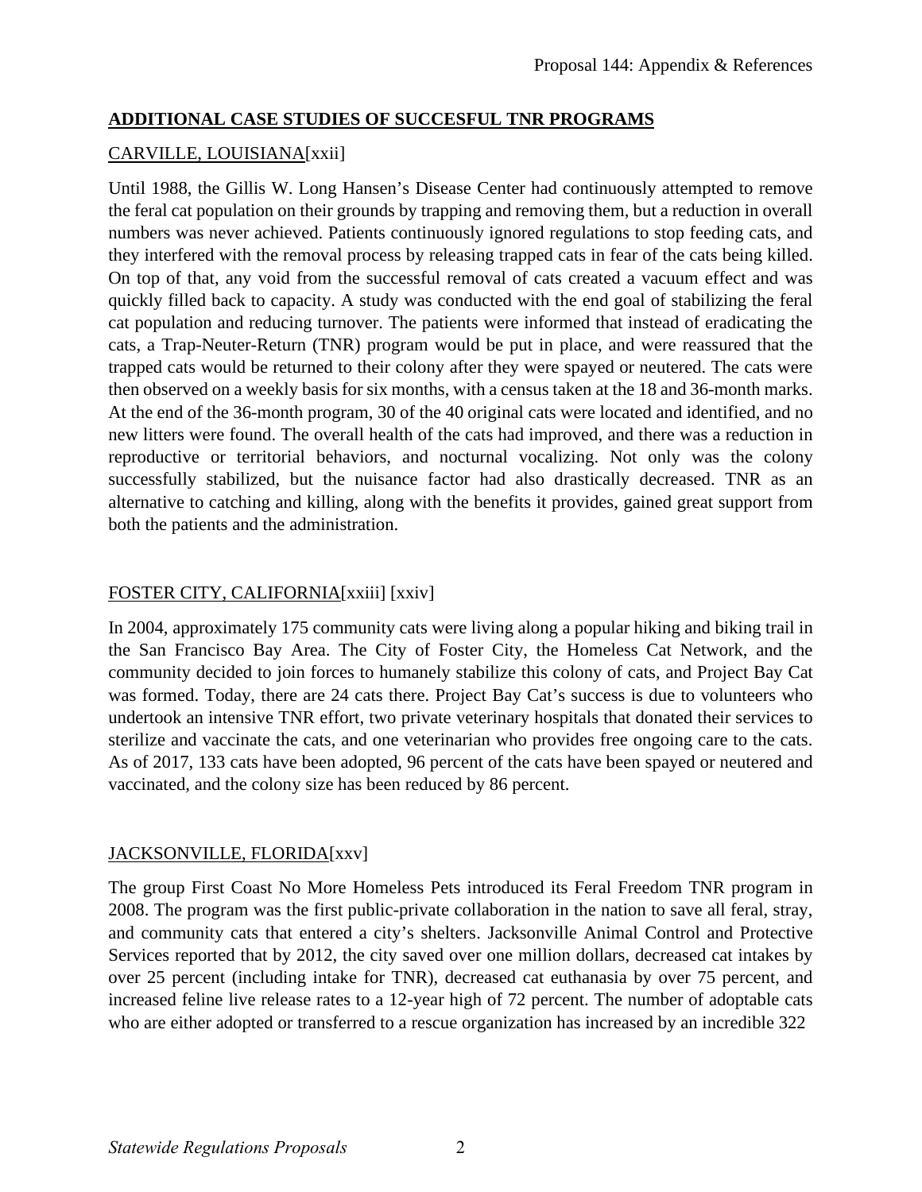## ADDITIONAL CASE STUDIES OF SUCCESFUL TNR PROGRAMS

### CARVILLE, LOUISIANA[xxii]

Until 1988, the Gillis W. Long Hansen's Disease Center had continuously attempted to remove the feral cat population on their grounds by trapping and removing them, but a reduction in overall numbers was never achieved. Patients continuously ignored regulations to stop feeding cats, and they interfered with the removal process by releasing trapped cats in fear of the cats being killed. On top of that, any void from the successful removal of cats created a vacuum effect and was quickly filled back to capacity. A study was conducted with the end goal of stabilizing the feral cat population and reducing turnover. The patients were informed that instead of eradicating the cats, a Trap-Neuter-Return (TNR) program would be put in place, and were reassured that the trapped cats would be returned to their colony after they were spayed or neutered. The cats were then observed on a weekly basis for six months, with a census taken at the 18 and 36-month marks. At the end of the 36-month program, 30 of the 40 original cats were located and identified, and no new litters were found. The overall health of the cats had improved, and there was a reduction in reproductive or territorial behaviors, and nocturnal vocalizing. Not only was the colony successfully stabilized, but the nuisance factor had also drastically decreased. TNR as an alternative to catching and killing, along with the benefits it provides, gained great support from both the patients and the administration.

### FOSTER CITY, CALIFORNIA[xxiii] [xxiv]

In 2004, approximately 175 community cats were living along a popular hiking and biking trail in the San Francisco Bay Area. The City of Foster City, the Homeless Cat Network, and the community decided to join forces to humanely stabilize this colony of cats, and Project Bay Cat was formed. Today, there are 24 cats there. Project Bay Cat's success is due to volunteers who undertook an intensive TNR effort, two private veterinary hospitals that donated their services to sterilize and vaccinate the cats, and one veterinarian who provides free ongoing care to the cats. As of 2017, 133 cats have been adopted, 96 percent of the cats have been spayed or neutered and vaccinated, and the colony size has been reduced by 86 percent.

### JACKSONVILLE, FLORIDA[xxv]

The group First Coast No More Homeless Pets introduced its Feral Freedom TNR program in 2008. The program was the first public-private collaboration in the nation to save all feral, stray, and community cats that entered a city's shelters. Jacksonville Animal Control and Protective Services reported that by 2012, the city saved over one million dollars, decreased cat intakes by over 25 percent (including intake for TNR), decreased cat euthanasia by over 75 percent, and increased feline live release rates to a 12-year high of 72 percent. The number of adoptable cats who are either adopted or transferred to a rescue organization has increased by an incredible 322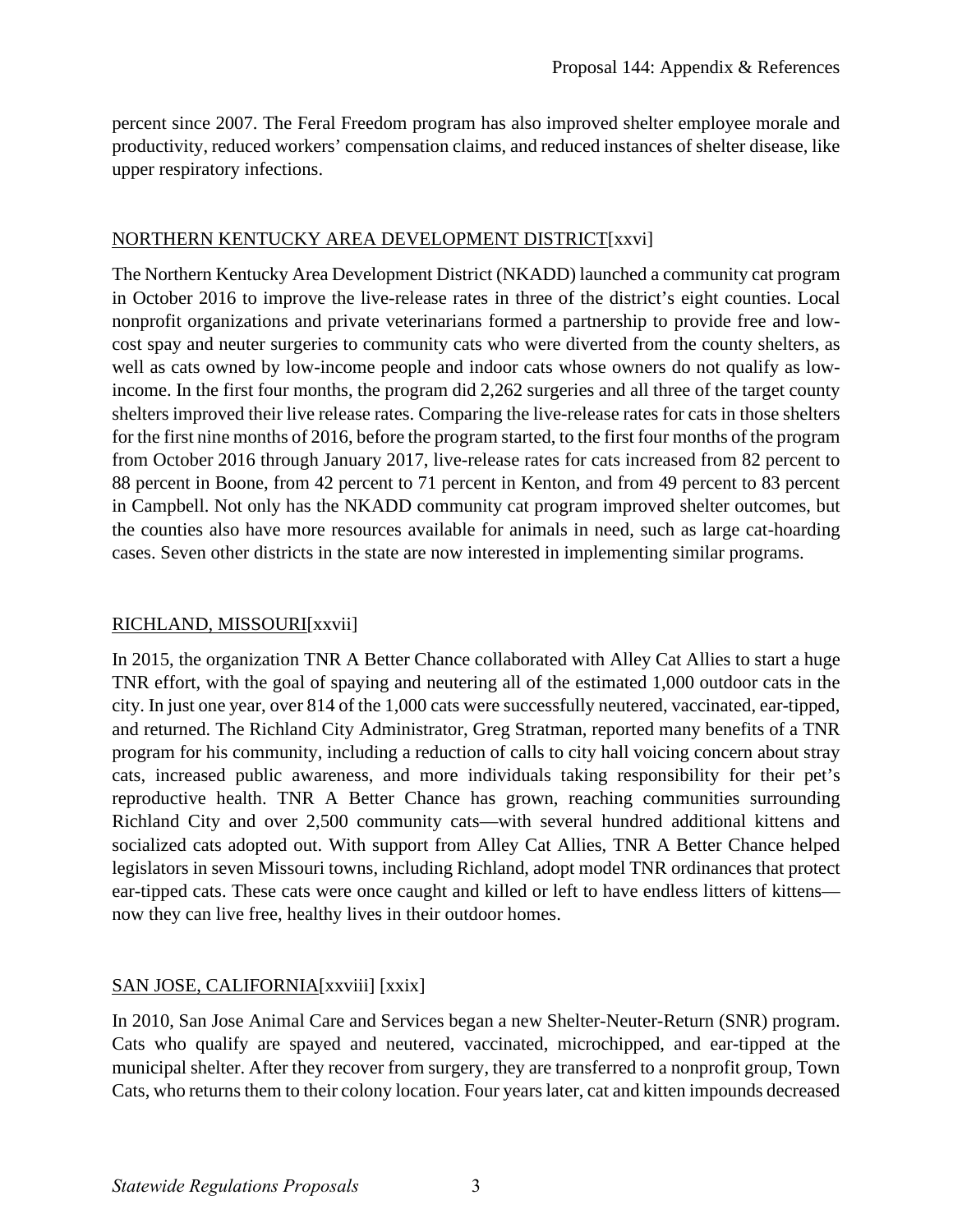percent since 2007. The Feral Freedom program has also improved shelter employee morale and productivity, reduced workers' compensation claims, and reduced instances of shelter disease, like upper respiratory infections.

## NORTHERN KENTUCKY AREA DEVELOPMENT DISTRICT[xxvi]

The Northern Kentucky Area Development District (NKADD) launched a community cat program in October 2016 to improve the live-release rates in three of the district's eight counties. Local nonprofit organizations and private veterinarians formed a partnership to provide free and low-cost spay and neuter surgeries to community cats who were diverted from the county shelters, as well as cats owned by low-income people and indoor cats whose owners do not qualify as low-income. In the first four months, the program did 2,262 surgeries and all three of the target county shelters improved their live release rates. Comparing the live-release rates for cats in those shelters for the first nine months of 2016, before the program started, to the first four months of the program from October 2016 through January 2017, live-release rates for cats increased from 82 percent to 88 percent in Boone, from 42 percent to 71 percent in Kenton, and from 49 percent to 83 percent in Campbell. Not only has the NKADD community cat program improved shelter outcomes, but the counties also have more resources available for animals in need, such as large cat-hoarding cases. Seven other districts in the state are now interested in implementing similar programs.

## RICHLAND, MISSOURI[xxvii]

In 2015, the organization TNR A Better Chance collaborated with Alley Cat Allies to start a huge TNR effort, with the goal of spaying and neutering all of the estimated 1,000 outdoor cats in the city. In just one year, over 814 of the 1,000 cats were successfully neutered, vaccinated, ear-tipped, and returned. The Richland City Administrator, Greg Stratman, reported many benefits of a TNR program for his community, including a reduction of calls to city hall voicing concern about stray cats, increased public awareness, and more individuals taking responsibility for their pet's reproductive health. TNR A Better Chance has grown, reaching communities surrounding Richland City and over 2,500 community cats—with several hundred additional kittens and socialized cats adopted out. With support from Alley Cat Allies, TNR A Better Chance helped legislators in seven Missouri towns, including Richland, adopt model TNR ordinances that protect ear-tipped cats. These cats were once caught and killed or left to have endless litters of kittens—now they can live free, healthy lives in their outdoor homes.

## SAN JOSE, CALIFORNIA[xxviii] [xxix]

In 2010, San Jose Animal Care and Services began a new Shelter-Neuter-Return (SNR) program. Cats who qualify are spayed and neutered, vaccinated, microchipped, and ear-tipped at the municipal shelter. After they recover from surgery, they are transferred to a nonprofit group, Town Cats, who returns them to their colony location. Four years later, cat and kitten impounds decreased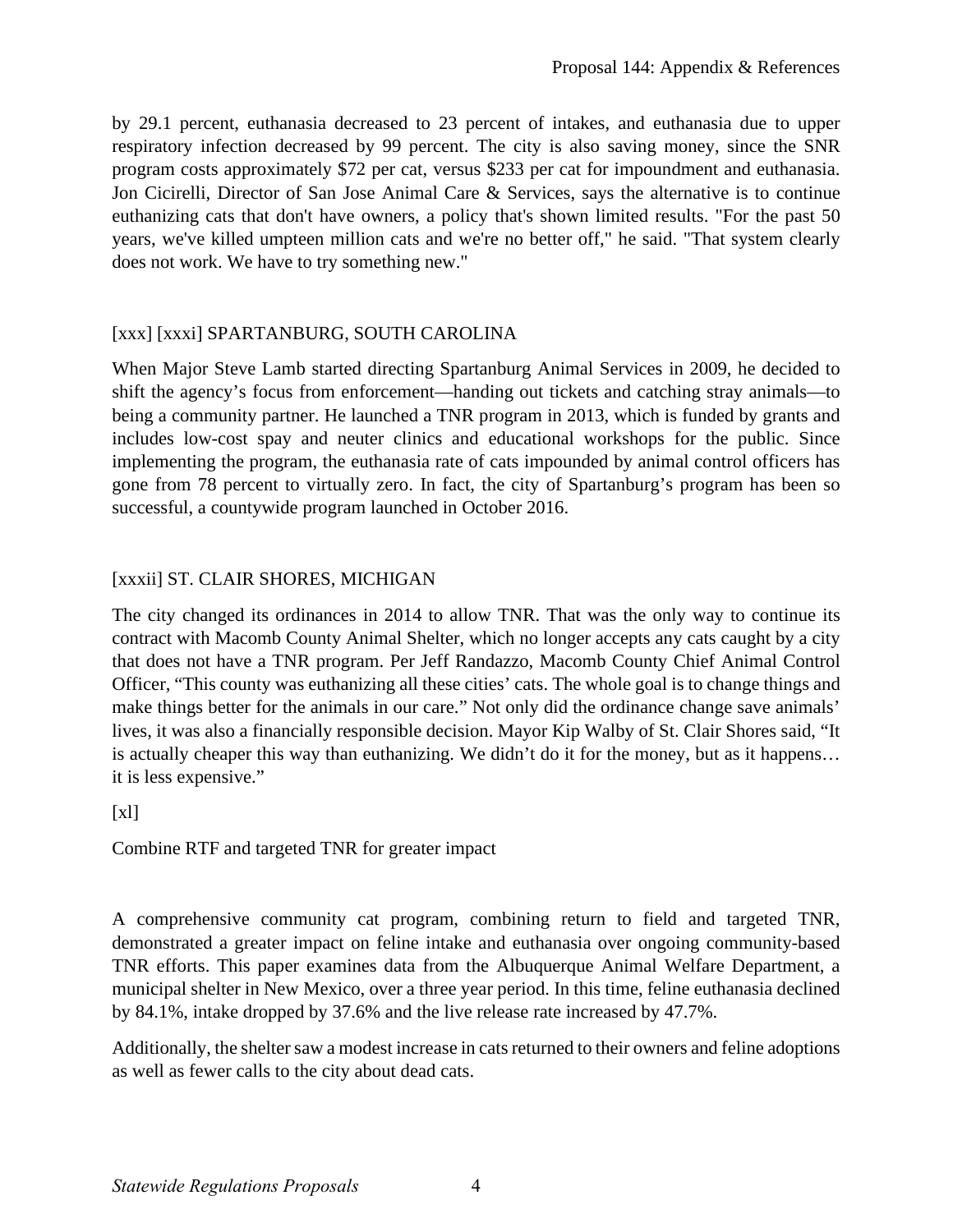by 29.1 percent, euthanasia decreased to 23 percent of intakes, and euthanasia due to upper respiratory infection decreased by 99 percent. The city is also saving money, since the SNR program costs approximately $72 per cat, versus $233 per cat for impoundment and euthanasia. Jon Cicirelli, Director of San Jose Animal Care & Services, says the alternative is to continue euthanizing cats that don't have owners, a policy that's shown limited results. "For the past 50 years, we've killed umpteen million cats and we're no better off," he said. "That system clearly does not work. We have to try something new."

[xxx] [xxxi] SPARTANBURG, SOUTH CAROLINA

When Major Steve Lamb started directing Spartanburg Animal Services in 2009, he decided to shift the agency's focus from enforcement—handing out tickets and catching stray animals—to being a community partner. He launched a TNR program in 2013, which is funded by grants and includes low-cost spay and neuter clinics and educational workshops for the public. Since implementing the program, the euthanasia rate of cats impounded by animal control officers has gone from 78 percent to virtually zero. In fact, the city of Spartanburg's program has been so successful, a countywide program launched in October 2016.

[xxxii] ST. CLAIR SHORES, MICHIGAN

The city changed its ordinances in 2014 to allow TNR. That was the only way to continue its contract with Macomb County Animal Shelter, which no longer accepts any cats caught by a city that does not have a TNR program. Per Jeff Randazzo, Macomb County Chief Animal Control Officer, "This county was euthanizing all these cities' cats. The whole goal is to change things and make things better for the animals in our care." Not only did the ordinance change save animals' lives, it was also a financially responsible decision. Mayor Kip Walby of St. Clair Shores said, "It is actually cheaper this way than euthanizing. We didn't do it for the money, but as it happens… it is less expensive."

[xl]

Combine RTF and targeted TNR for greater impact

A comprehensive community cat program, combining return to field and targeted TNR, demonstrated a greater impact on feline intake and euthanasia over ongoing community-based TNR efforts. This paper examines data from the Albuquerque Animal Welfare Department, a municipal shelter in New Mexico, over a three year period. In this time, feline euthanasia declined by 84.1%, intake dropped by 37.6% and the live release rate increased by 47.7%.

Additionally, the shelter saw a modest increase in cats returned to their owners and feline adoptions as well as fewer calls to the city about dead cats.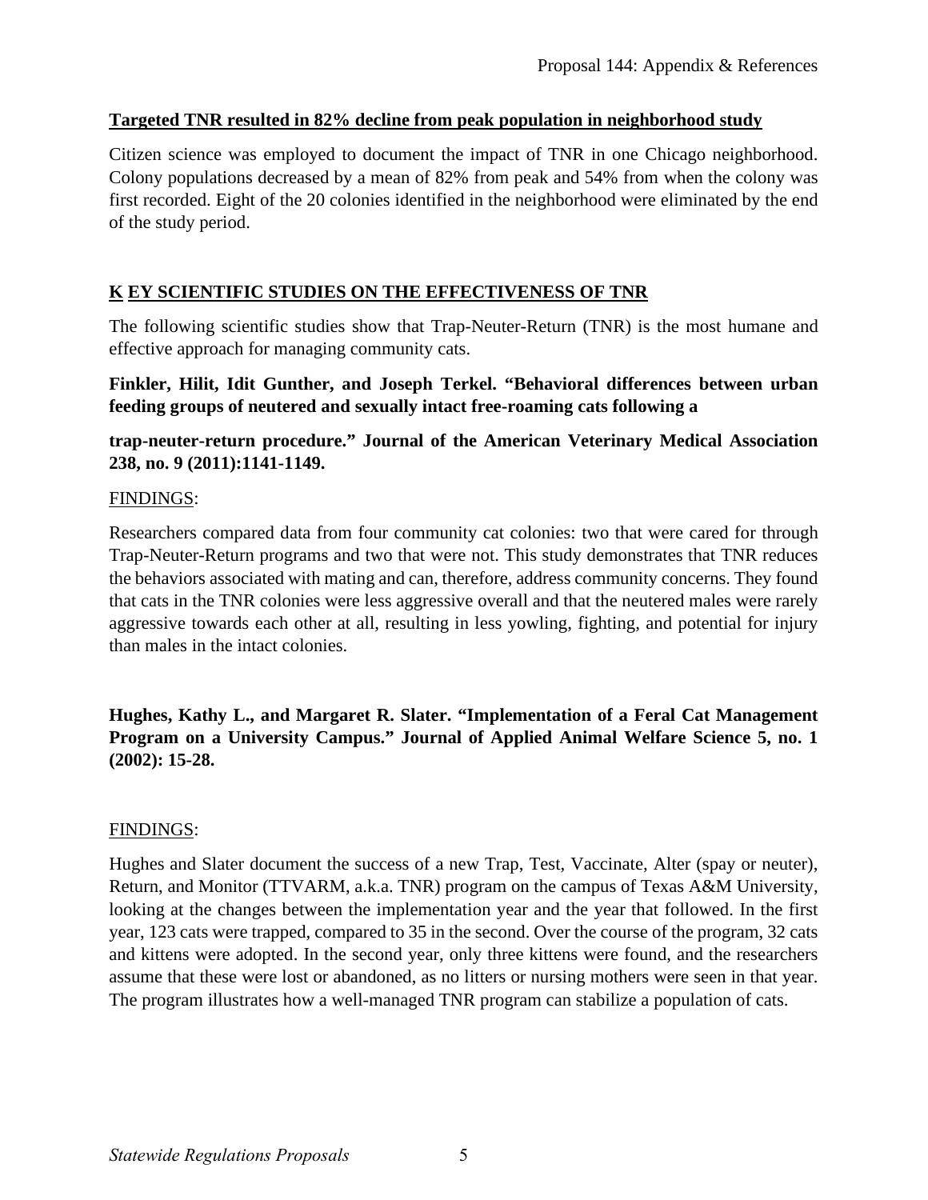**Targeted TNR resulted in 82% decline from peak population in neighborhood study**

Citizen science was employed to document the impact of TNR in one Chicago neighborhood. Colony populations decreased by a mean of 82% from peak and 54% from when the colony was first recorded. Eight of the 20 colonies identified in the neighborhood were eliminated by the end of the study period.

## K EY SCIENTIFIC STUDIES ON THE EFFECTIVENESS OF TNR

The following scientific studies show that Trap-Neuter-Return (TNR) is the most humane and effective approach for managing community cats.

**Finkler, Hilit, Idit Gunther, and Joseph Terkel. "Behavioral differences between urban feeding groups of neutered and sexually intact free-roaming cats following a**

**trap-neuter-return procedure." Journal of the American Veterinary Medical Association 238, no. 9 (2011):1141-1149.**

FINDINGS:

Researchers compared data from four community cat colonies: two that were cared for through Trap-Neuter-Return programs and two that were not. This study demonstrates that TNR reduces the behaviors associated with mating and can, therefore, address community concerns. They found that cats in the TNR colonies were less aggressive overall and that the neutered males were rarely aggressive towards each other at all, resulting in less yowling, fighting, and potential for injury than males in the intact colonies.

**Hughes, Kathy L., and Margaret R. Slater. "Implementation of a Feral Cat Management Program on a University Campus." Journal of Applied Animal Welfare Science 5, no. 1 (2002): 15-28.**

FINDINGS:

Hughes and Slater document the success of a new Trap, Test, Vaccinate, Alter (spay or neuter), Return, and Monitor (TTVARM, a.k.a. TNR) program on the campus of Texas A&M University, looking at the changes between the implementation year and the year that followed. In the first year, 123 cats were trapped, compared to 35 in the second. Over the course of the program, 32 cats and kittens were adopted. In the second year, only three kittens were found, and the researchers assume that these were lost or abandoned, as no litters or nursing mothers were seen in that year. The program illustrates how a well-managed TNR program can stabilize a population of cats.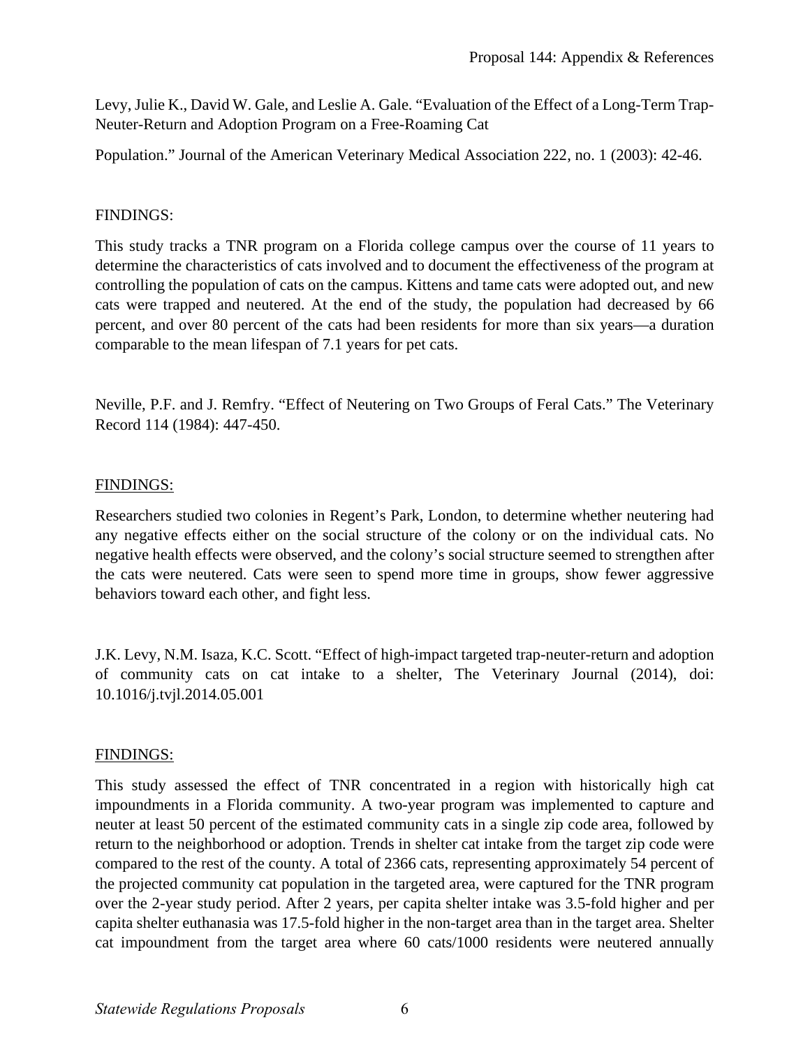Levy, Julie K., David W. Gale, and Leslie A. Gale. "Evaluation of the Effect of a Long-Term Trap-Neuter-Return and Adoption Program on a Free-Roaming Cat

Population." Journal of the American Veterinary Medical Association 222, no. 1 (2003): 42-46.

FINDINGS:

This study tracks a TNR program on a Florida college campus over the course of 11 years to determine the characteristics of cats involved and to document the effectiveness of the program at controlling the population of cats on the campus. Kittens and tame cats were adopted out, and new cats were trapped and neutered. At the end of the study, the population had decreased by 66 percent, and over 80 percent of the cats had been residents for more than six years—a duration comparable to the mean lifespan of 7.1 years for pet cats.

Neville, P.F. and J. Remfry. "Effect of Neutering on Two Groups of Feral Cats." The Veterinary Record 114 (1984): 447-450.

FINDINGS:

Researchers studied two colonies in Regent's Park, London, to determine whether neutering had any negative effects either on the social structure of the colony or on the individual cats. No negative health effects were observed, and the colony's social structure seemed to strengthen after the cats were neutered. Cats were seen to spend more time in groups, show fewer aggressive behaviors toward each other, and fight less.

J.K. Levy, N.M. Isaza, K.C. Scott. "Effect of high-impact targeted trap-neuter-return and adoption of community cats on cat intake to a shelter, The Veterinary Journal (2014), doi: 10.1016/j.tvjl.2014.05.001

FINDINGS:

This study assessed the effect of TNR concentrated in a region with historically high cat impoundments in a Florida community. A two-year program was implemented to capture and neuter at least 50 percent of the estimated community cats in a single zip code area, followed by return to the neighborhood or adoption. Trends in shelter cat intake from the target zip code were compared to the rest of the county. A total of 2366 cats, representing approximately 54 percent of the projected community cat population in the targeted area, were captured for the TNR program over the 2-year study period. After 2 years, per capita shelter intake was 3.5-fold higher and per capita shelter euthanasia was 17.5-fold higher in the non-target area than in the target area. Shelter cat impoundment from the target area where 60 cats/1000 residents were neutered annually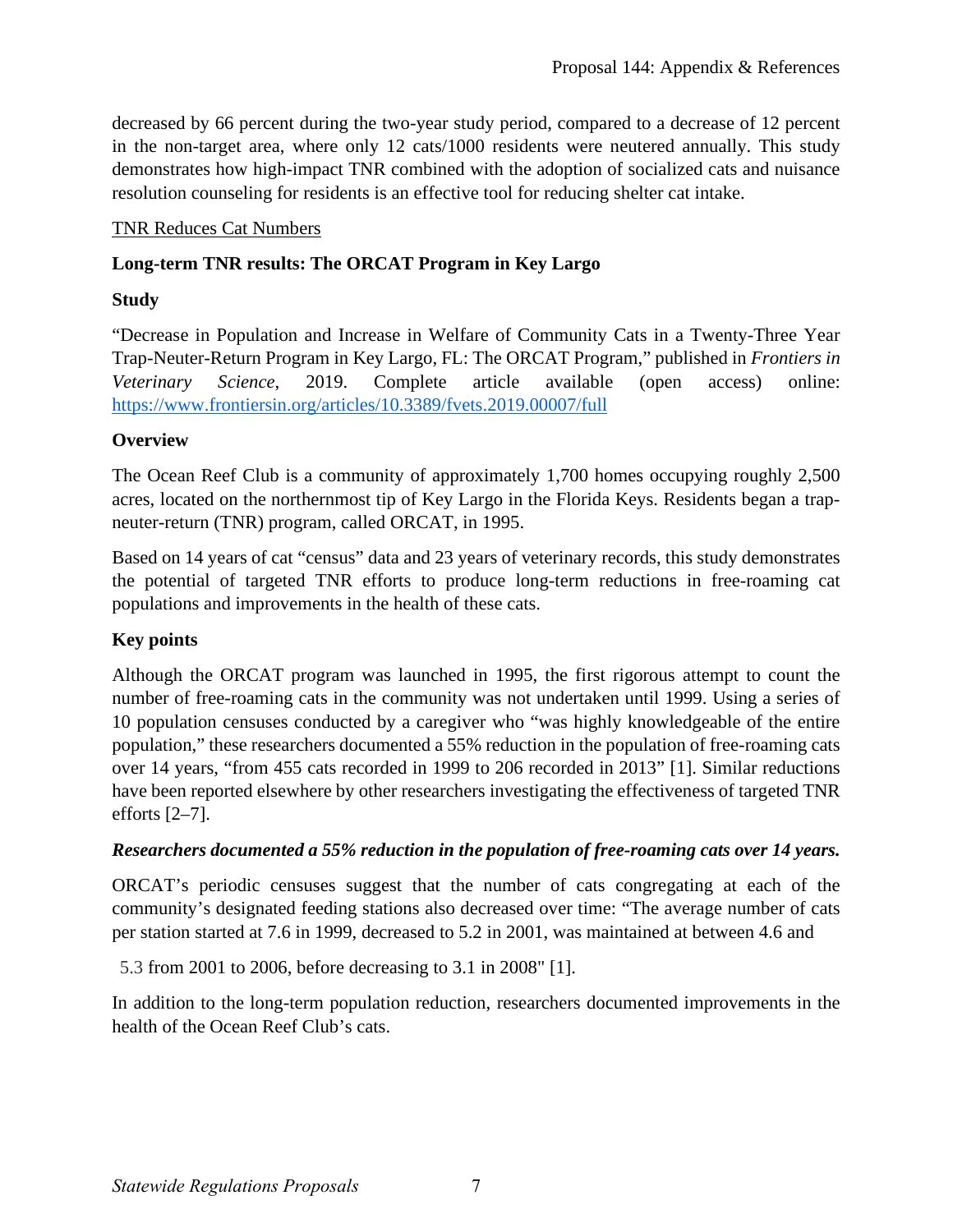decreased by 66 percent during the two-year study period, compared to a decrease of 12 percent in the non-target area, where only 12 cats/1000 residents were neutered annually. This study demonstrates how high-impact TNR combined with the adoption of socialized cats and nuisance resolution counseling for residents is an effective tool for reducing shelter cat intake.

<u>TNR Reduces Cat Numbers</u>

**Long-term TNR results: The ORCAT Program in Key Largo**

**Study**

"Decrease in Population and Increase in Welfare of Community Cats in a Twenty-Three Year Trap-Neuter-Return Program in Key Largo, FL: The ORCAT Program," published in *Frontiers in Veterinary Science*, 2019. Complete article available (open access) online: https://www.frontiersin.org/articles/10.3389/fvets.2019.00007/full

**Overview**

The Ocean Reef Club is a community of approximately 1,700 homes occupying roughly 2,500 acres, located on the northernmost tip of Key Largo in the Florida Keys. Residents began a trap-neuter-return (TNR) program, called ORCAT, in 1995.

Based on 14 years of cat "census" data and 23 years of veterinary records, this study demonstrates the potential of targeted TNR efforts to produce long-term reductions in free-roaming cat populations and improvements in the health of these cats.

**Key points**

Although the ORCAT program was launched in 1995, the first rigorous attempt to count the number of free-roaming cats in the community was not undertaken until 1999. Using a series of 10 population censuses conducted by a caregiver who "was highly knowledgeable of the entire population," these researchers documented a 55% reduction in the population of free-roaming cats over 14 years, "from 455 cats recorded in 1999 to 206 recorded in 2013" [1]. Similar reductions have been reported elsewhere by other researchers investigating the effectiveness of targeted TNR efforts [2–7].

***Researchers documented a 55% reduction in the population of free-roaming cats over 14 years.***

ORCAT's periodic censuses suggest that the number of cats congregating at each of the community's designated feeding stations also decreased over time: "The average number of cats per station started at 7.6 in 1999, decreased to 5.2 in 2001, was maintained at between 4.6 and 5.3 from 2001 to 2006, before decreasing to 3.1 in 2008" [1].

In addition to the long-term population reduction, researchers documented improvements in the health of the Ocean Reef Club's cats.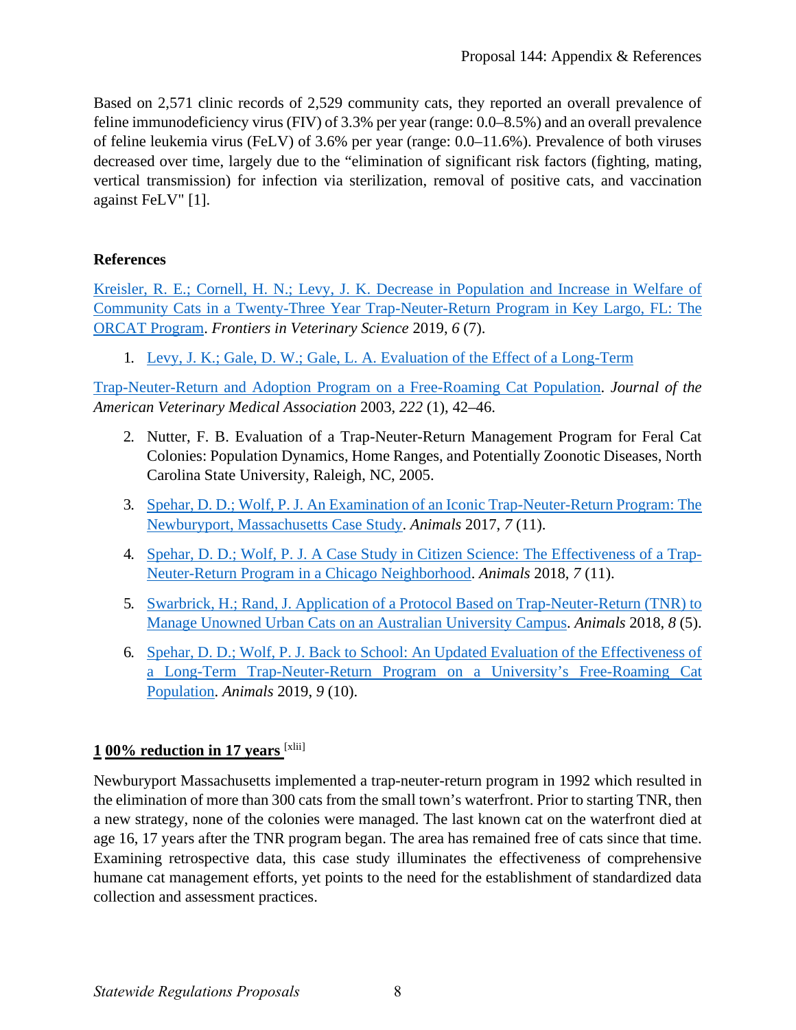Based on 2,571 clinic records of 2,529 community cats, they reported an overall prevalence of feline immunodeficiency virus (FIV) of 3.3% per year (range: 0.0–8.5%) and an overall prevalence of feline leukemia virus (FeLV) of 3.6% per year (range: 0.0–11.6%). Prevalence of both viruses decreased over time, largely due to the "elimination of significant risk factors (fighting, mating, vertical transmission) for infection via sterilization, removal of positive cats, and vaccination against FeLV" [1].

**References**

Kreisler, R. E.; Cornell, H. N.; Levy, J. K. Decrease in Population and Increase in Welfare of Community Cats in a Twenty-Three Year Trap-Neuter-Return Program in Key Largo, FL: The ORCAT Program. *Frontiers in Veterinary Science* 2019, *6* (7).

1. Levy, J. K.; Gale, D. W.; Gale, L. A. Evaluation of the Effect of a Long-Term

Trap-Neuter-Return and Adoption Program on a Free-Roaming Cat Population. *Journal of the American Veterinary Medical Association* 2003, *222* (1), 42–46.

2. Nutter, F. B. Evaluation of a Trap-Neuter-Return Management Program for Feral Cat Colonies: Population Dynamics, Home Ranges, and Potentially Zoonotic Diseases, North Carolina State University, Raleigh, NC, 2005.
3. Spehar, D. D.; Wolf, P. J. An Examination of an Iconic Trap-Neuter-Return Program: The Newburyport, Massachusetts Case Study. *Animals* 2017, *7* (11).
4. Spehar, D. D.; Wolf, P. J. A Case Study in Citizen Science: The Effectiveness of a Trap-Neuter-Return Program in a Chicago Neighborhood. *Animals* 2018, *7* (11).
5. Swarbrick, H.; Rand, J. Application of a Protocol Based on Trap-Neuter-Return (TNR) to Manage Unowned Urban Cats on an Australian University Campus. *Animals* 2018, *8* (5).
6. Spehar, D. D.; Wolf, P. J. Back to School: An Updated Evaluation of the Effectiveness of a Long-Term Trap-Neuter-Return Program on a University's Free-Roaming Cat Population. *Animals* 2019, *9* (10).

**1 00% reduction in 17 years** [xlii]

Newburyport Massachusetts implemented a trap-neuter-return program in 1992 which resulted in the elimination of more than 300 cats from the small town's waterfront. Prior to starting TNR, then a new strategy, none of the colonies were managed. The last known cat on the waterfront died at age 16, 17 years after the TNR program began. The area has remained free of cats since that time. Examining retrospective data, this case study illuminates the effectiveness of comprehensive humane cat management efforts, yet points to the need for the establishment of standardized data collection and assessment practices.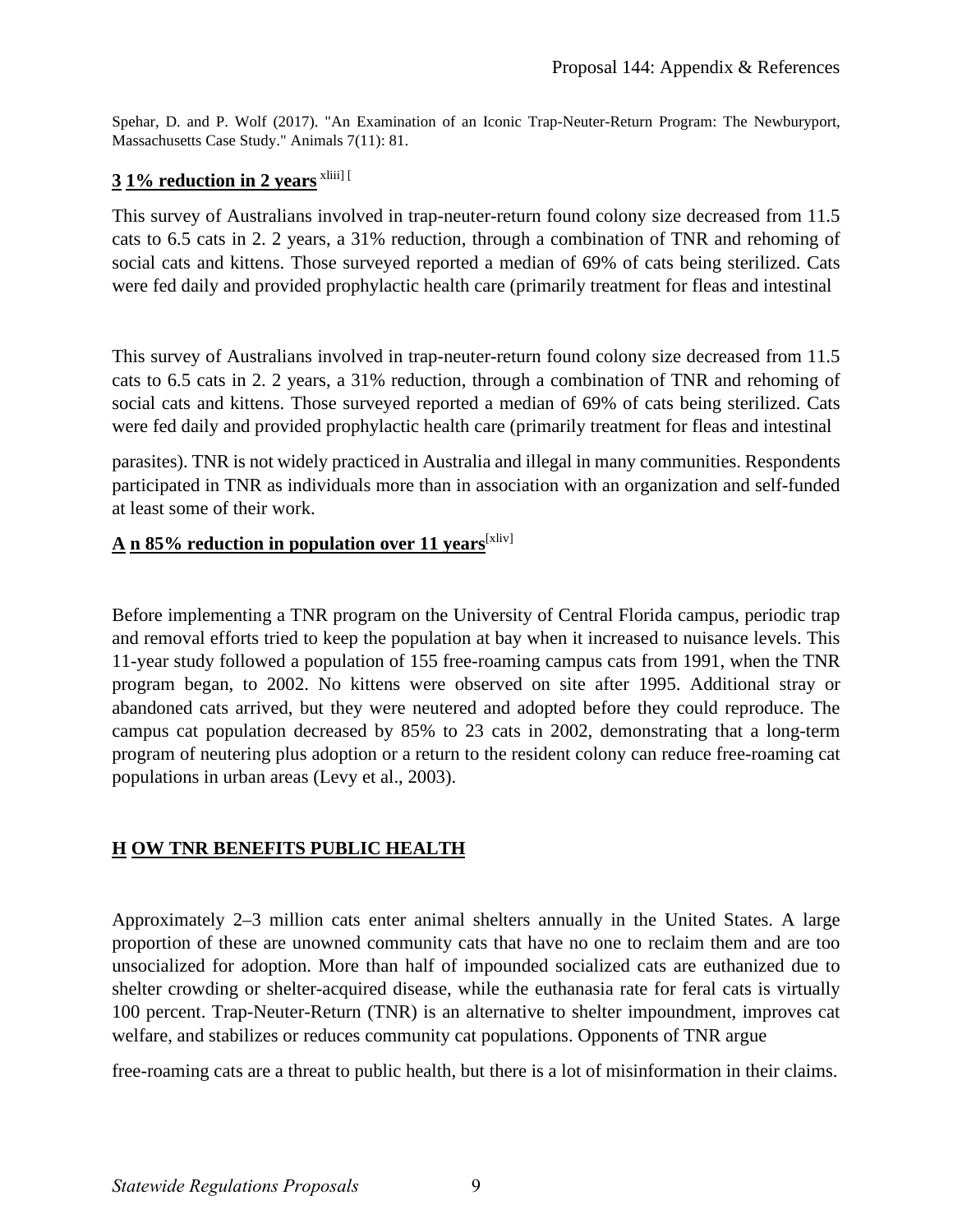Spehar, D. and P. Wolf (2017). "An Examination of an Iconic Trap-Neuter-Return Program: The Newburyport, Massachusetts Case Study." Animals 7(11): 81.

**3 1% reduction in 2 years** [xliii] [

This survey of Australians involved in trap-neuter-return found colony size decreased from 11.5 cats to 6.5 cats in 2. 2 years, a 31% reduction, through a combination of TNR and rehoming of social cats and kittens. Those surveyed reported a median of 69% of cats being sterilized. Cats were fed daily and provided prophylactic health care (primarily treatment for fleas and intestinal

This survey of Australians involved in trap-neuter-return found colony size decreased from 11.5 cats to 6.5 cats in 2. 2 years, a 31% reduction, through a combination of TNR and rehoming of social cats and kittens. Those surveyed reported a median of 69% of cats being sterilized. Cats were fed daily and provided prophylactic health care (primarily treatment for fleas and intestinal

parasites). TNR is not widely practiced in Australia and illegal in many communities. Respondents participated in TNR as individuals more than in association with an organization and self-funded at least some of their work.

**A n 85% reduction in population over 11 years**[xliv]

Before implementing a TNR program on the University of Central Florida campus, periodic trap and removal efforts tried to keep the population at bay when it increased to nuisance levels. This 11-year study followed a population of 155 free-roaming campus cats from 1991, when the TNR program began, to 2002. No kittens were observed on site after 1995. Additional stray or abandoned cats arrived, but they were neutered and adopted before they could reproduce. The campus cat population decreased by 85% to 23 cats in 2002, demonstrating that a long-term program of neutering plus adoption or a return to the resident colony can reduce free-roaming cat populations in urban areas (Levy et al., 2003).

## H OW TNR BENEFITS PUBLIC HEALTH

Approximately 2–3 million cats enter animal shelters annually in the United States. A large proportion of these are unowned community cats that have no one to reclaim them and are too unsocialized for adoption. More than half of impounded socialized cats are euthanized due to shelter crowding or shelter-acquired disease, while the euthanasia rate for feral cats is virtually 100 percent. Trap-Neuter-Return (TNR) is an alternative to shelter impoundment, improves cat welfare, and stabilizes or reduces community cat populations. Opponents of TNR argue

free-roaming cats are a threat to public health, but there is a lot of misinformation in their claims.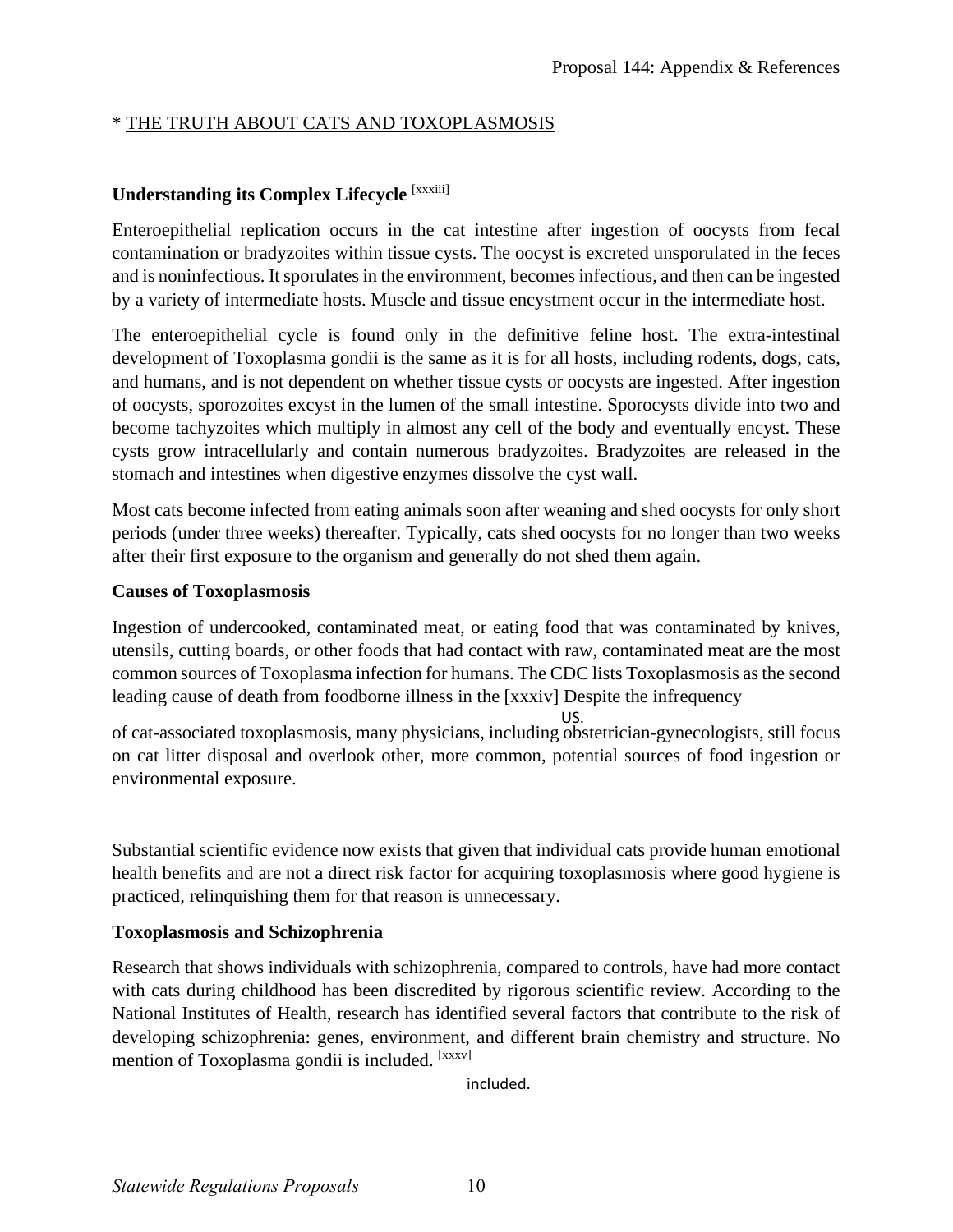* THE TRUTH ABOUT CATS AND TOXOPLASMOSIS

### Understanding its Complex Lifecycle [xxxiii]

Enteroepithelial replication occurs in the cat intestine after ingestion of oocysts from fecal contamination or bradyzoites within tissue cysts. The oocyst is excreted unsporulated in the feces and is noninfectious. It sporulates in the environment, becomes infectious, and then can be ingested by a variety of intermediate hosts. Muscle and tissue encystment occur in the intermediate host.

The enteroepithelial cycle is found only in the definitive feline host. The extra-intestinal development of Toxoplasma gondii is the same as it is for all hosts, including rodents, dogs, cats, and humans, and is not dependent on whether tissue cysts or oocysts are ingested. After ingestion of oocysts, sporozoites excyst in the lumen of the small intestine. Sporocysts divide into two and become tachyzoites which multiply in almost any cell of the body and eventually encyst. These cysts grow intracellularly and contain numerous bradyzoites. Bradyzoites are released in the stomach and intestines when digestive enzymes dissolve the cyst wall.

Most cats become infected from eating animals soon after weaning and shed oocysts for only short periods (under three weeks) thereafter. Typically, cats shed oocysts for no longer than two weeks after their first exposure to the organism and generally do not shed them again.

### Causes of Toxoplasmosis

Ingestion of undercooked, contaminated meat, or eating food that was contaminated by knives, utensils, cutting boards, or other foods that had contact with raw, contaminated meat are the most common sources of Toxoplasma infection for humans. The CDC lists Toxoplasmosis as the second leading cause of death from foodborne illness in the [xxxiv] Despite the infrequency

US.

of cat-associated toxoplasmosis, many physicians, including obstetrician-gynecologists, still focus on cat litter disposal and overlook other, more common, potential sources of food ingestion or environmental exposure.

Substantial scientific evidence now exists that given that individual cats provide human emotional health benefits and are not a direct risk factor for acquiring toxoplasmosis where good hygiene is practiced, relinquishing them for that reason is unnecessary.

### Toxoplasmosis and Schizophrenia

Research that shows individuals with schizophrenia, compared to controls, have had more contact with cats during childhood has been discredited by rigorous scientific review. According to the National Institutes of Health, research has identified several factors that contribute to the risk of developing schizophrenia: genes, environment, and different brain chemistry and structure. No mention of Toxoplasma gondii is included. [xxxv]

included.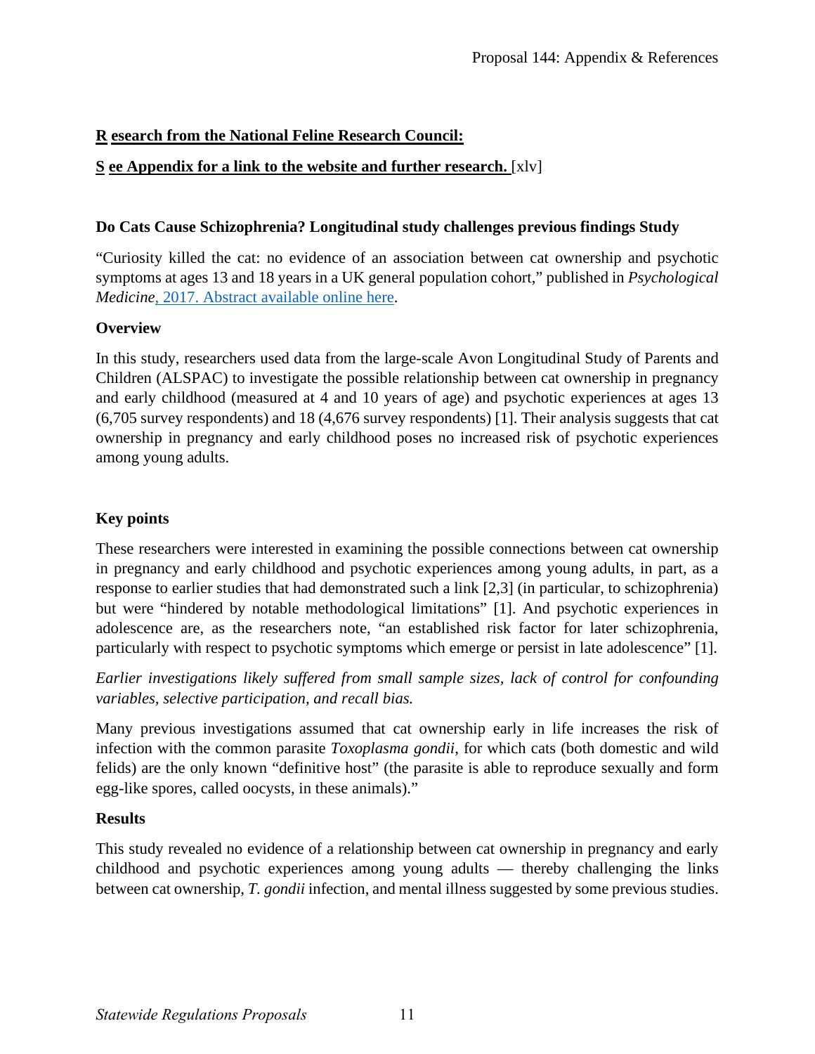**R esearch from the National Feline Research Council:**

**S ee Appendix for a link to the website and further research.** [xlv]

**Do Cats Cause Schizophrenia? Longitudinal study challenges previous findings Study**

"Curiosity killed the cat: no evidence of an association between cat ownership and psychotic symptoms at ages 13 and 18 years in a UK general population cohort," published in *Psychological Medicine*, 2017. Abstract available online here.

**Overview**

In this study, researchers used data from the large-scale Avon Longitudinal Study of Parents and Children (ALSPAC) to investigate the possible relationship between cat ownership in pregnancy and early childhood (measured at 4 and 10 years of age) and psychotic experiences at ages 13 (6,705 survey respondents) and 18 (4,676 survey respondents) [1]. Their analysis suggests that cat ownership in pregnancy and early childhood poses no increased risk of psychotic experiences among young adults.

**Key points**

These researchers were interested in examining the possible connections between cat ownership in pregnancy and early childhood and psychotic experiences among young adults, in part, as a response to earlier studies that had demonstrated such a link [2,3] (in particular, to schizophrenia) but were "hindered by notable methodological limitations" [1]. And psychotic experiences in adolescence are, as the researchers note, "an established risk factor for later schizophrenia, particularly with respect to psychotic symptoms which emerge or persist in late adolescence" [1].

*Earlier investigations likely suffered from small sample sizes, lack of control for confounding variables, selective participation, and recall bias.*

Many previous investigations assumed that cat ownership early in life increases the risk of infection with the common parasite *Toxoplasma gondii*, for which cats (both domestic and wild felids) are the only known "definitive host" (the parasite is able to reproduce sexually and form egg-like spores, called oocysts, in these animals)."

**Results**

This study revealed no evidence of a relationship between cat ownership in pregnancy and early childhood and psychotic experiences among young adults — thereby challenging the links between cat ownership, *T. gondii* infection, and mental illness suggested by some previous studies.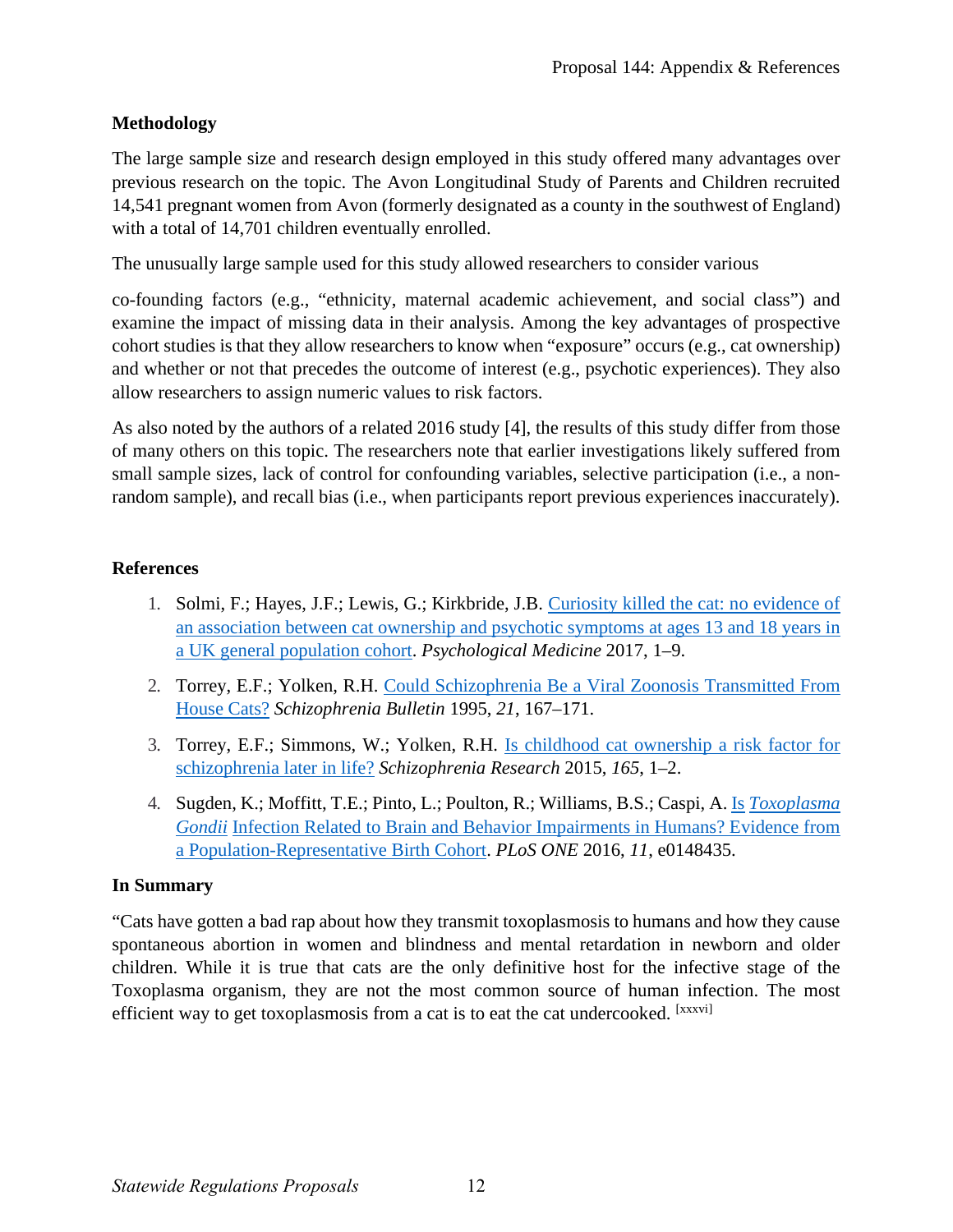**Methodology**

The large sample size and research design employed in this study offered many advantages over previous research on the topic. The Avon Longitudinal Study of Parents and Children recruited 14,541 pregnant women from Avon (formerly designated as a county in the southwest of England) with a total of 14,701 children eventually enrolled.

The unusually large sample used for this study allowed researchers to consider various

co-founding factors (e.g., "ethnicity, maternal academic achievement, and social class") and examine the impact of missing data in their analysis. Among the key advantages of prospective cohort studies is that they allow researchers to know when "exposure" occurs (e.g., cat ownership) and whether or not that precedes the outcome of interest (e.g., psychotic experiences). They also allow researchers to assign numeric values to risk factors.

As also noted by the authors of a related 2016 study [4], the results of this study differ from those of many others on this topic. The researchers note that earlier investigations likely suffered from small sample sizes, lack of control for confounding variables, selective participation (i.e., a non-random sample), and recall bias (i.e., when participants report previous experiences inaccurately).

**References**

1. Solmi, F.; Hayes, J.F.; Lewis, G.; Kirkbride, J.B. Curiosity killed the cat: no evidence of an association between cat ownership and psychotic symptoms at ages 13 and 18 years in a UK general population cohort. *Psychological Medicine* 2017, 1–9.
2. Torrey, E.F.; Yolken, R.H. Could Schizophrenia Be a Viral Zoonosis Transmitted From House Cats? *Schizophrenia Bulletin* 1995, *21*, 167–171.
3. Torrey, E.F.; Simmons, W.; Yolken, R.H. Is childhood cat ownership a risk factor for schizophrenia later in life? *Schizophrenia Research* 2015, *165*, 1–2.
4. Sugden, K.; Moffitt, T.E.; Pinto, L.; Poulton, R.; Williams, B.S.; Caspi, A. Is *Toxoplasma Gondii* Infection Related to Brain and Behavior Impairments in Humans? Evidence from a Population-Representative Birth Cohort. *PLoS ONE* 2016, *11*, e0148435.

**In Summary**

"Cats have gotten a bad rap about how they transmit toxoplasmosis to humans and how they cause spontaneous abortion in women and blindness and mental retardation in newborn and older children. While it is true that cats are the only definitive host for the infective stage of the Toxoplasma organism, they are not the most common source of human infection. The most efficient way to get toxoplasmosis from a cat is to eat the cat undercooked. [xxxvi]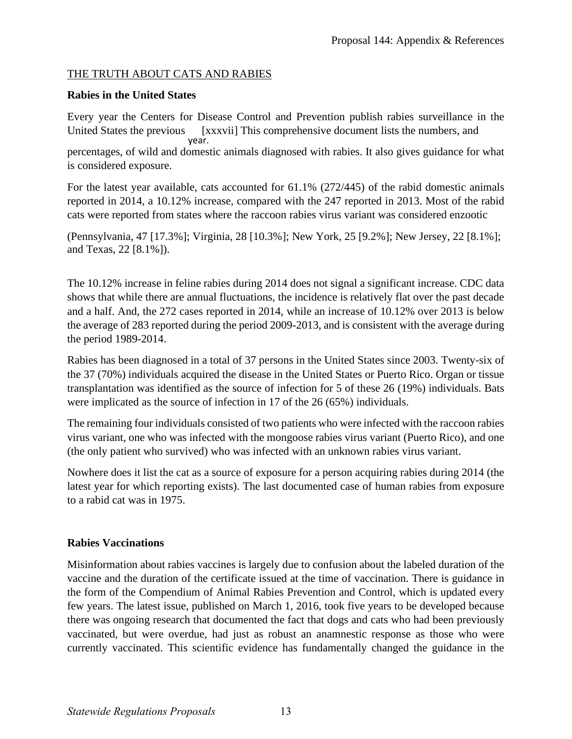## THE TRUTH ABOUT CATS AND RABIES

**Rabies in the United States**

Every year the Centers for Disease Control and Prevention publish rabies surveillance in the United States the previous year. [xxxvii] This comprehensive document lists the numbers, and percentages, of wild and domestic animals diagnosed with rabies. It also gives guidance for what is considered exposure.

For the latest year available, cats accounted for 61.1% (272/445) of the rabid domestic animals reported in 2014, a 10.12% increase, compared with the 247 reported in 2013. Most of the rabid cats were reported from states where the raccoon rabies virus variant was considered enzootic

(Pennsylvania, 47 [17.3%]; Virginia, 28 [10.3%]; New York, 25 [9.2%]; New Jersey, 22 [8.1%]; and Texas, 22 [8.1%]).

The 10.12% increase in feline rabies during 2014 does not signal a significant increase. CDC data shows that while there are annual fluctuations, the incidence is relatively flat over the past decade and a half. And, the 272 cases reported in 2014, while an increase of 10.12% over 2013 is below the average of 283 reported during the period 2009-2013, and is consistent with the average during the period 1989-2014.

Rabies has been diagnosed in a total of 37 persons in the United States since 2003. Twenty-six of the 37 (70%) individuals acquired the disease in the United States or Puerto Rico. Organ or tissue transplantation was identified as the source of infection for 5 of these 26 (19%) individuals. Bats were implicated as the source of infection in 17 of the 26 (65%) individuals.

The remaining four individuals consisted of two patients who were infected with the raccoon rabies virus variant, one who was infected with the mongoose rabies virus variant (Puerto Rico), and one (the only patient who survived) who was infected with an unknown rabies virus variant.

Nowhere does it list the cat as a source of exposure for a person acquiring rabies during 2014 (the latest year for which reporting exists). The last documented case of human rabies from exposure to a rabid cat was in 1975.

**Rabies Vaccinations**

Misinformation about rabies vaccines is largely due to confusion about the labeled duration of the vaccine and the duration of the certificate issued at the time of vaccination. There is guidance in the form of the Compendium of Animal Rabies Prevention and Control, which is updated every few years. The latest issue, published on March 1, 2016, took five years to be developed because there was ongoing research that documented the fact that dogs and cats who had been previously vaccinated, but were overdue, had just as robust an anamnestic response as those who were currently vaccinated. This scientific evidence has fundamentally changed the guidance in the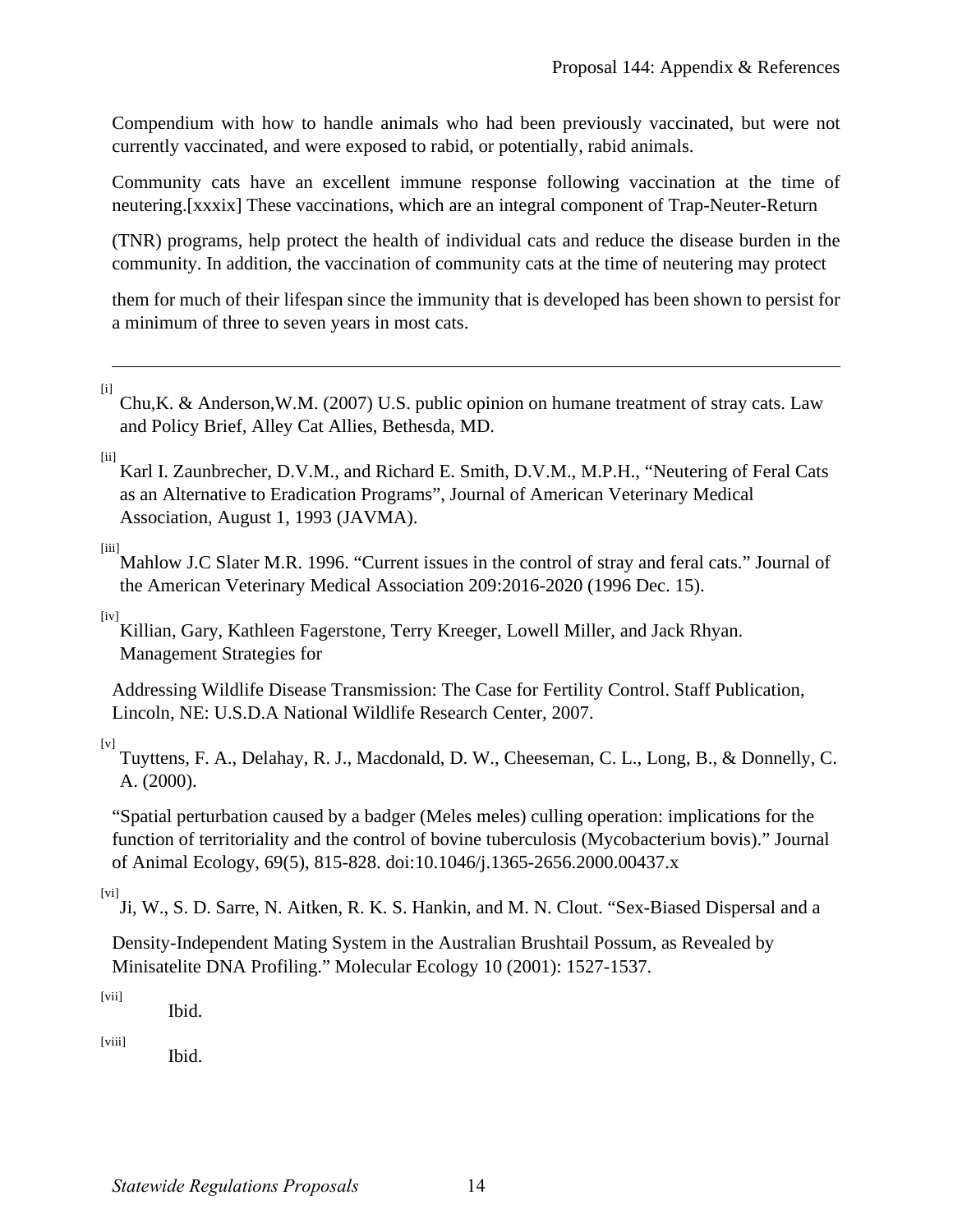Compendium with how to handle animals who had been previously vaccinated, but were not currently vaccinated, and were exposed to rabid, or potentially, rabid animals.

Community cats have an excellent immune response following vaccination at the time of neutering.[xxxix] These vaccinations, which are an integral component of Trap-Neuter-Return (TNR) programs, help protect the health of individual cats and reduce the disease burden in the community. In addition, the vaccination of community cats at the time of neutering may protect them for much of their lifespan since the immunity that is developed has been shown to persist for a minimum of three to seven years in most cats.

---

[i] Chu,K. & Anderson,W.M. (2007) U.S. public opinion on humane treatment of stray cats. Law and Policy Brief, Alley Cat Allies, Bethesda, MD.

[ii] Karl I. Zaunbrecher, D.V.M., and Richard E. Smith, D.V.M., M.P.H., "Neutering of Feral Cats as an Alternative to Eradication Programs", Journal of American Veterinary Medical Association, August 1, 1993 (JAVMA).

[iii] Mahlow J.C Slater M.R. 1996. "Current issues in the control of stray and feral cats." Journal of the American Veterinary Medical Association 209:2016-2020 (1996 Dec. 15).

[iv] Killian, Gary, Kathleen Fagerstone, Terry Kreeger, Lowell Miller, and Jack Rhyan. Management Strategies for Addressing Wildlife Disease Transmission: The Case for Fertility Control. Staff Publication, Lincoln, NE: U.S.D.A National Wildlife Research Center, 2007.

[v] Tuyttens, F. A., Delahay, R. J., Macdonald, D. W., Cheeseman, C. L., Long, B., & Donnelly, C. A. (2000). "Spatial perturbation caused by a badger (Meles meles) culling operation: implications for the function of territoriality and the control of bovine tuberculosis (Mycobacterium bovis)." Journal of Animal Ecology, 69(5), 815-828. doi:10.1046/j.1365-2656.2000.00437.x

[vi] Ji, W., S. D. Sarre, N. Aitken, R. K. S. Hankin, and M. N. Clout. "Sex-Biased Dispersal and a Density-Independent Mating System in the Australian Brushtail Possum, as Revealed by Minisatelite DNA Profiling." Molecular Ecology 10 (2001): 1527-1537.

[vii] Ibid.

[viii] Ibid.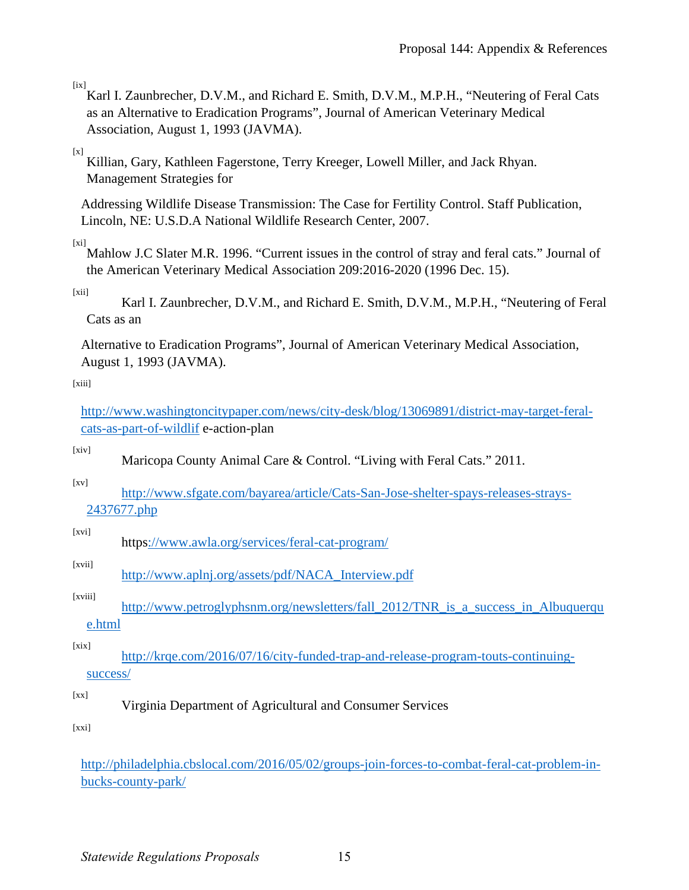[ix] Karl I. Zaunbrecher, D.V.M., and Richard E. Smith, D.V.M., M.P.H., "Neutering of Feral Cats as an Alternative to Eradication Programs", Journal of American Veterinary Medical Association, August 1, 1993 (JAVMA).

[x] Killian, Gary, Kathleen Fagerstone, Terry Kreeger, Lowell Miller, and Jack Rhyan. Management Strategies for

Addressing Wildlife Disease Transmission: The Case for Fertility Control. Staff Publication, Lincoln, NE: U.S.D.A National Wildlife Research Center, 2007.

[xi] Mahlow J.C Slater M.R. 1996. "Current issues in the control of stray and feral cats." Journal of the American Veterinary Medical Association 209:2016-2020 (1996 Dec. 15).

[xii] Karl I. Zaunbrecher, D.V.M., and Richard E. Smith, D.V.M., M.P.H., "Neutering of Feral Cats as an

Alternative to Eradication Programs", Journal of American Veterinary Medical Association, August 1, 1993 (JAVMA).

[xiii]

http://www.washingtoncitypaper.com/news/city-desk/blog/13069891/district-may-target-feral-cats-as-part-of-wildlif e-action-plan

[xiv] Maricopa County Animal Care & Control. "Living with Feral Cats." 2011.

[xv] http://www.sfgate.com/bayarea/article/Cats-San-Jose-shelter-spays-releases-strays-2437677.php

[xvi] https://www.awla.org/services/feral-cat-program/

[xvii] http://www.aplnj.org/assets/pdf/NACA_Interview.pdf

[xviii] http://www.petroglyphsnm.org/newsletters/fall_2012/TNR_is_a_success_in_Albuquerque.html

[xix] http://krqe.com/2016/07/16/city-funded-trap-and-release-program-touts-continuing-success/

[xx] Virginia Department of Agricultural and Consumer Services

[xxi]

http://philadelphia.cbslocal.com/2016/05/02/groups-join-forces-to-combat-feral-cat-problem-in-bucks-county-park/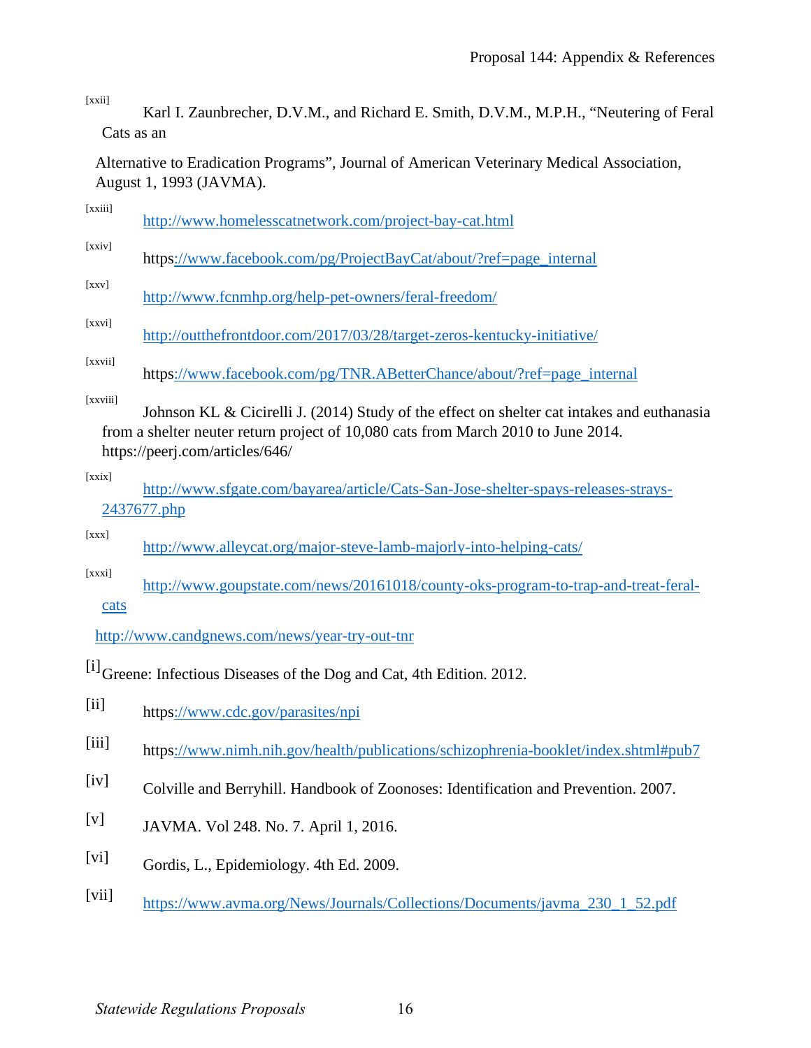[xxii] Karl I. Zaunbrecher, D.V.M., and Richard E. Smith, D.V.M., M.P.H., "Neutering of Feral Cats as an Alternative to Eradication Programs", Journal of American Veterinary Medical Association, August 1, 1993 (JAVMA).

[xxiii] http://www.homelesscatnetwork.com/project-bay-cat.html

[xxiv] https://www.facebook.com/pg/ProjectBayCat/about/?ref=page_internal

[xxv] http://www.fcnmhp.org/help-pet-owners/feral-freedom/

[xxvi] http://outthefrontdoor.com/2017/03/28/target-zeros-kentucky-initiative/

[xxvii] https://www.facebook.com/pg/TNR.ABetterChance/about/?ref=page_internal

[xxviii] Johnson KL & Cicirelli J. (2014) Study of the effect on shelter cat intakes and euthanasia from a shelter neuter return project of 10,080 cats from March 2010 to June 2014. https://peerj.com/articles/646/

[xxix] http://www.sfgate.com/bayarea/article/Cats-San-Jose-shelter-spays-releases-strays-2437677.php

[xxx] http://www.alleycat.org/major-steve-lamb-majorly-into-helping-cats/

[xxxi] http://www.goupstate.com/news/20161018/county-oks-program-to-trap-and-treat-feral-cats

http://www.candgnews.com/news/year-try-out-tnr

[i] Greene: Infectious Diseases of the Dog and Cat, 4th Edition. 2012.

[ii] https://www.cdc.gov/parasites/npi

[iii] https://www.nimh.nih.gov/health/publications/schizophrenia-booklet/index.shtml#pub7

[iv] Colville and Berryhill. Handbook of Zoonoses: Identification and Prevention. 2007.

[v] JAVMA. Vol 248. No. 7. April 1, 2016.

[vi] Gordis, L., Epidemiology. 4th Ed. 2009.

[vii] https://www.avma.org/News/Journals/Collections/Documents/javma_230_1_52.pdf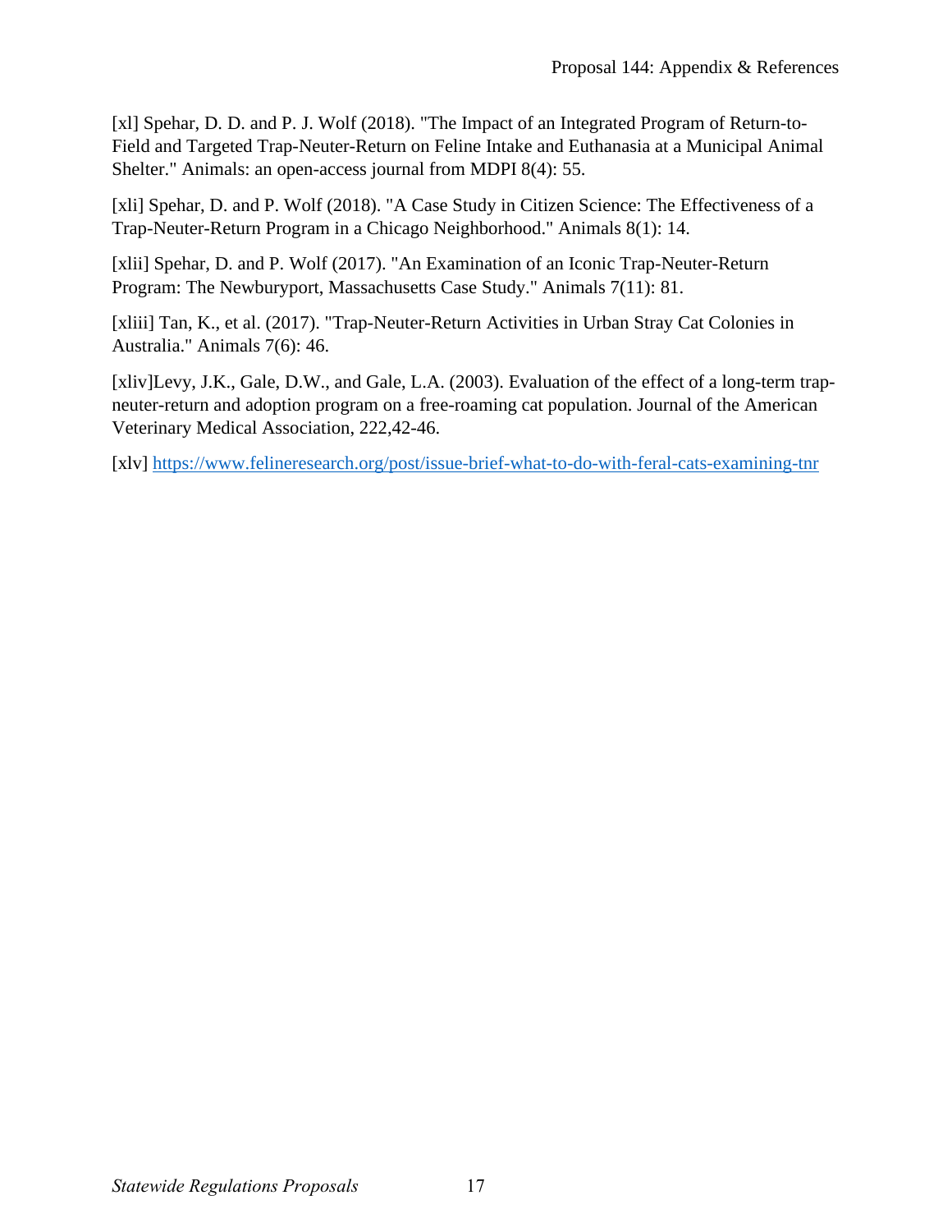[xl] Spehar, D. D. and P. J. Wolf (2018). "The Impact of an Integrated Program of Return-to-Field and Targeted Trap-Neuter-Return on Feline Intake and Euthanasia at a Municipal Animal Shelter." Animals: an open-access journal from MDPI 8(4): 55.

[xli] Spehar, D. and P. Wolf (2018). "A Case Study in Citizen Science: The Effectiveness of a Trap-Neuter-Return Program in a Chicago Neighborhood." Animals 8(1): 14.

[xlii] Spehar, D. and P. Wolf (2017). "An Examination of an Iconic Trap-Neuter-Return Program: The Newburyport, Massachusetts Case Study." Animals 7(11): 81.

[xliii] Tan, K., et al. (2017). "Trap-Neuter-Return Activities in Urban Stray Cat Colonies in Australia." Animals 7(6): 46.

[xliv]Levy, J.K., Gale, D.W., and Gale, L.A. (2003). Evaluation of the effect of a long-term trap-neuter-return and adoption program on a free-roaming cat population. Journal of the American Veterinary Medical Association, 222,42-46.

[xlv] https://www.felineresearch.org/post/issue-brief-what-to-do-with-feral-cats-examining-tnr